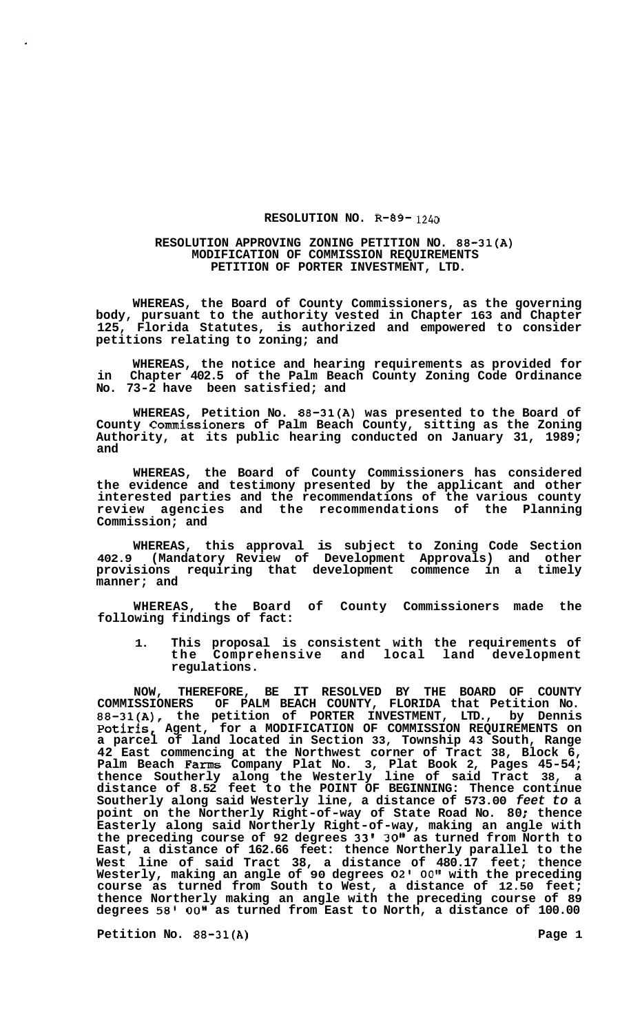**RESOLUTION NO. R-89-1240**

**RESOLUTION APPROVING ZONING PETITION NO. 88-31(A) MODIFICATION OF COMMISSION REQUIREMENTS PETITION OF PORTER INVESTMENT, LTD.**

**WHEREAS, the Board of County Commissioners, as the governing body, pursuant to the authority vested in Chapter 163 and Chapter 125, Florida Statutes, is authorized and empowered to consider petitions relating to zoning; and**

**WHEREAS, the notice and hearing requirements as provided for in Chapter 402.5 of the Palm Beach County Zoning Code Ordinance No. 73-2 have been satisfied; and**

**WHEREAS, Petition No. 88-31(A) was presented to the Board of County Commissioners of Palm Beach County, sitting as the Zoning Authority, at its public hearing conducted on January 31, 1989; and**

**WHEREAS, the Board of County Commissioners has considered the evidence and testimony presented by the applicant and other interested parties and the recommendations of the various county review agencies and the recommendations of the Planning Commission; and**

**WHEREAS, this approval is subject to Zoning Code Section 402.9 (Mandatory Review of Development Approvals) and other provisions requiring that development commence in a timely manner; and**

**WHEREAS, the Board of County Commissioners made the following findings of fact:**

1. **This proposal is consistent with the requirements of the Comprehensive and local land development regulations.**

**NOW, THEREFORE, BE IT RESOLVED BY THE BOARD OF COUNTY COMMISSIONERS OF PALM BEACH COUNTY, FLORIDA that Petition No. 88-31(A), the petition of PORTER INVESTMENT, LTD., by Dennis Potiris, Agent, for a MODIFICATION OF COMMISSION REQUIREMENTS on a parcel of land located in Section 33, Township 43 South, Range 42 East commencing at the Northwest corner of Tract 38, Block 6, Palm Beach Farms Company Plat No. 3, Plat Book 2, Pages 45-54; thence Southerly along the Westerly line of said Tract 38, a distance of 8.52 feet to the POINT OF BEGINNING: Thence continue Southerly along said Westerly line, a distance of 573.00 *feet to* a point on the Northerly Right-of-way of State Road No. 80; thence Easterly along said Northerly Right-of-way, making an angle with the preceding course of 92 degrees 33' 30" as turned from North to East, a distance of 162.66 feet: thence Northerly parallel to the West line of said Tract 38, a distance of 480.17 feet; thence Westerly, making an angle of 90 degrees 02' 00" with the preceding course as turned from South to West, a distance of 12.50 feet; thence Northerly making an angle with the preceding course of 89 degrees 58' 00" as turned from East to North, a distance of 100.00**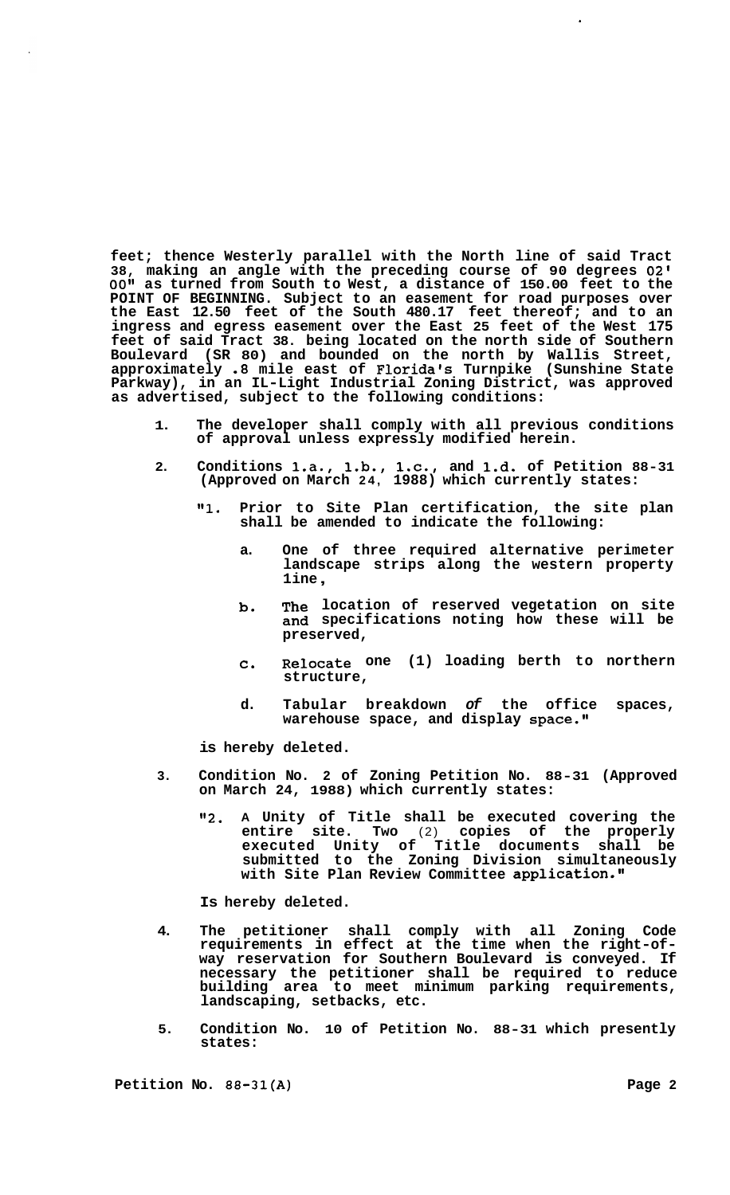**feet; thence Westerly parallel with the North line of said Tract 38, making an angle with the preceding course of 90 degrees 02' 00" as turned from South to West, a distance of 150.00 feet to the POINT OF BEGINNING. Subject to an easement for road purposes over the East 12.50 feet of the South 480.17 feet thereof; and to an ingress and egress easement over the East 25 feet of the West 175 feet of said Tract 38. being located on the north side of Southern Boulevard (SR 80) and bounded on the north by Wallis Street, approximately .8 mile east of Florida's Turnpike (Sunshine State Parkway), in an IL-Light Industrial Zoning District, was approved as advertised, subject to the following conditions:**

1. **The developer shall comply with all previous conditions of approval unless expressly modified herein.**

2. **Conditions 1.a., 1.b., 1.c., and 1.d. of Petition 88-31 (Approved on March 24, 1988) which currently states:**

   **"1. Prior to Site Plan certification, the site plan shall be amended to indicate the following:**

   **a. One of three required alternative perimeter landscape strips along the western property line,**

   **b. The location of reserved vegetation on site and specifications noting how these will be preserved,**

   **c. Relocate one (1) loading berth to northern structure,**

   **d. Tabular breakdown *of* the office spaces, warehouse space, and display space."**

   **is hereby deleted.**

3. **Condition No. 2 of Zoning Petition No. 88-31 (Approved on March 24, 1988) which currently states:**

   **"2. A Unity of Title shall be executed covering the entire site. Two (2) copies of the properly executed Unity of Title documents shall be submitted to the Zoning Division simultaneously with Site Plan Review Committee application."**

   **Is hereby deleted.**

4. **The petitioner shall comply with all Zoning Code requirements in effect at the time when the right-of-way reservation for Southern Boulevard is conveyed. If necessary the petitioner shall be required to reduce building area to meet minimum parking requirements, landscaping, setbacks, etc.**

5. **Condition No. 10 of Petition No. 88-31 which presently states:**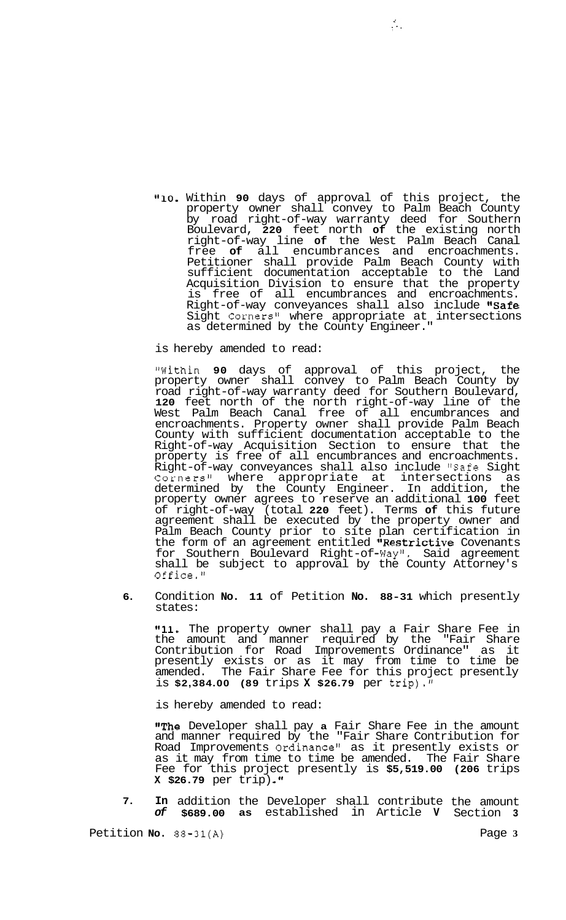"10. Within **90** days of approval of this project, the property owner shall convey to Palm Beach County by road right-of-way warranty deed for Southern Boulevard, **220** feet north **of** the existing north right-of-way line **of** the West Palm Beach Canal free **of** all encumbrances and encroachments. Petitioner shall provide Palm Beach County with sufficient documentation acceptable to the Land Acquisition Division to ensure that the property is free of all encumbrances and encroachments. Right-of-way conveyances shall also include "Safe Sight Corners" where appropriate at intersections as determined by the County Engineer."

is hereby amended to read:

"Within **90** days of approval of this project, the property owner shall convey to Palm Beach County by road right-of-way warranty deed for Southern Boulevard, **120** feet north of the north right-of-way line of the West Palm Beach Canal free of all encumbrances and encroachments. Property owner shall provide Palm Beach County with sufficient documentation acceptable to the Right-of-way Acquisition Section to ensure that the property is free of all encumbrances and encroachments. Right-of-way conveyances shall also include "Safe Sight Corners" where appropriate at intersections as determined by the County Engineer. In addition, the property owner agrees to reserve an additional **100** feet of right-of-way (total **220** feet). Terms **of** this future agreement shall be executed by the property owner and Palm Beach County prior to site plan certification in the form of an agreement entitled "Restrictive Covenants for Southern Boulevard Right-of-Way". Said agreement shall be subject to approval by the County Attorney's Office."

6. Condition **No. 11** of Petition **No. 88-31** which presently states:

   "11. The property owner shall pay a Fair Share Fee in the amount and manner required by the "Fair Share Contribution for Road Improvements Ordinance" as it presently exists or as it may from time to time be amended. The Fair Share Fee for this project presently is **$2,384.00 (89** trips **X $26.79** per trip)."

   is hereby amended to read:

   "The Developer shall pay **a** Fair Share Fee in the amount and manner required by the "Fair Share Contribution for Road Improvements Ordinance" as it presently exists or as it may from time to time be amended. The Fair Share Fee for this project presently is **$5,519.00 (206** trips **X $26.79** per trip)."

7. **In** addition the Developer shall contribute the amount ***of*** **$689.00 as** established in Article **V** Section **3**

Petition **No.** 88-31(A)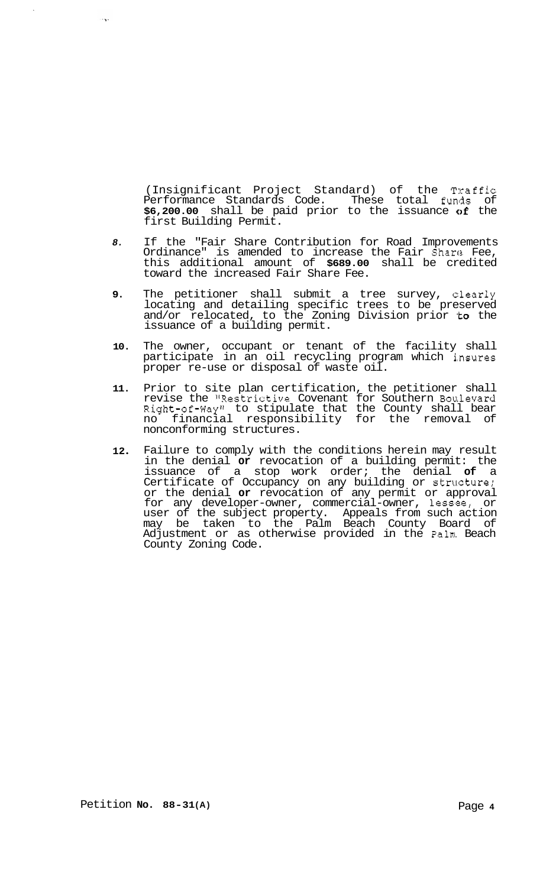(Insignificant Project Standard) of the Traffic Performance Standards Code. These total funds of **$6,200.00** shall be paid prior to the issuance of the first Building Permit.

8. If the "Fair Share Contribution for Road Improvements Ordinance" is amended to increase the Fair Share Fee, this additional amount of **$689.00** shall be credited toward the increased Fair Share Fee.

9. The petitioner shall submit a tree survey, clearly locating and detailing specific trees to be preserved and/or relocated, to the Zoning Division prior to the issuance of a building permit.

10. The owner, occupant or tenant of the facility shall participate in an oil recycling program which insures proper re-use or disposal of waste oil.

11. Prior to site plan certification, the petitioner shall revise the "Restrictive Covenant for Southern Boulevard Right-of-Way" to stipulate that the County shall bear no financial responsibility for the removal of nonconforming structures.

12. Failure to comply with the conditions herein may result in the denial **or** revocation of a building permit: the issuance of a stop work order; the denial **of** a Certificate of Occupancy on any building or structure; or the denial **or** revocation of any permit or approval for any developer-owner, commercial-owner, lessee, or user of the subject property. Appeals from such action may be taken to the Palm Beach County Board of Adjustment or as otherwise provided in the Palm Beach County Zoning Code.

Petition **No. 88-31(A)**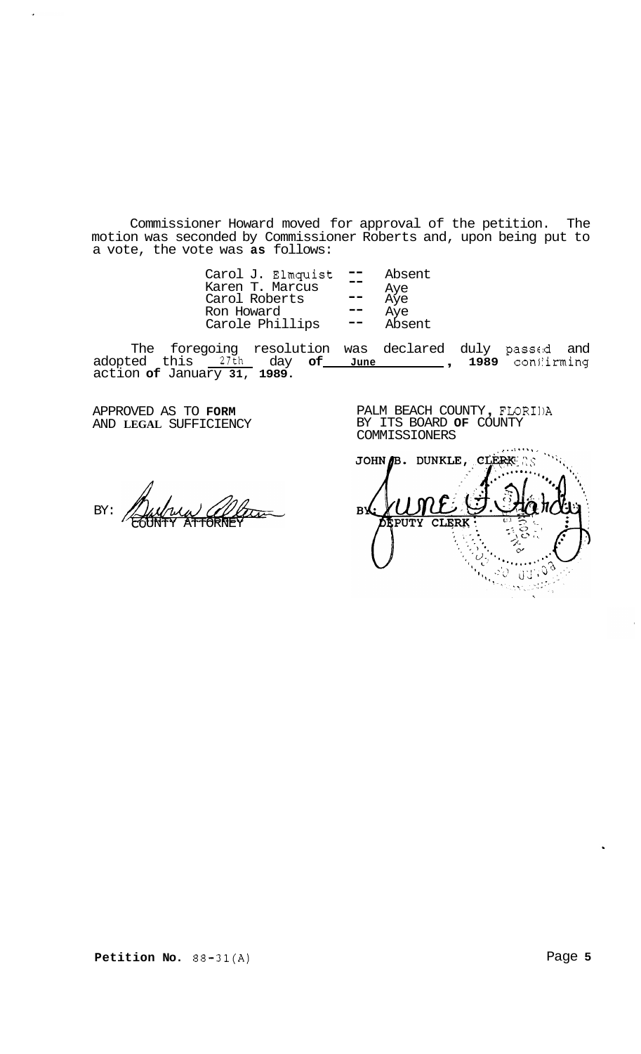Commissioner Howard moved for approval of the petition. The motion was seconded by Commissioner Roberts and, upon being put to a vote, the vote was as follows:

| | | |
|---|---|---|
| Carol J. Elmquist | -- | Absent |
| Karen T. Marcus | -- | Aye |
| Carol Roberts | -- | Aye |
| Ron Howard | -- | Aye |
| Carole Phillips | -- | Absent |

The foregoing resolution was declared duly passed and adopted this 27th day of June, 1989 confirming action of January 31, 1989.

APPROVED AS TO FORM AND LEGAL SUFFICIENCY

BY: COUNTY ATTORNEY

PALM BEACH COUNTY, FLORIDA BY ITS BOARD OF COUNTY COMMISSIONERS

JOHN B. DUNKLE, CLERK

BY: DEPUTY CLERK

Petition No. 88-31(A)